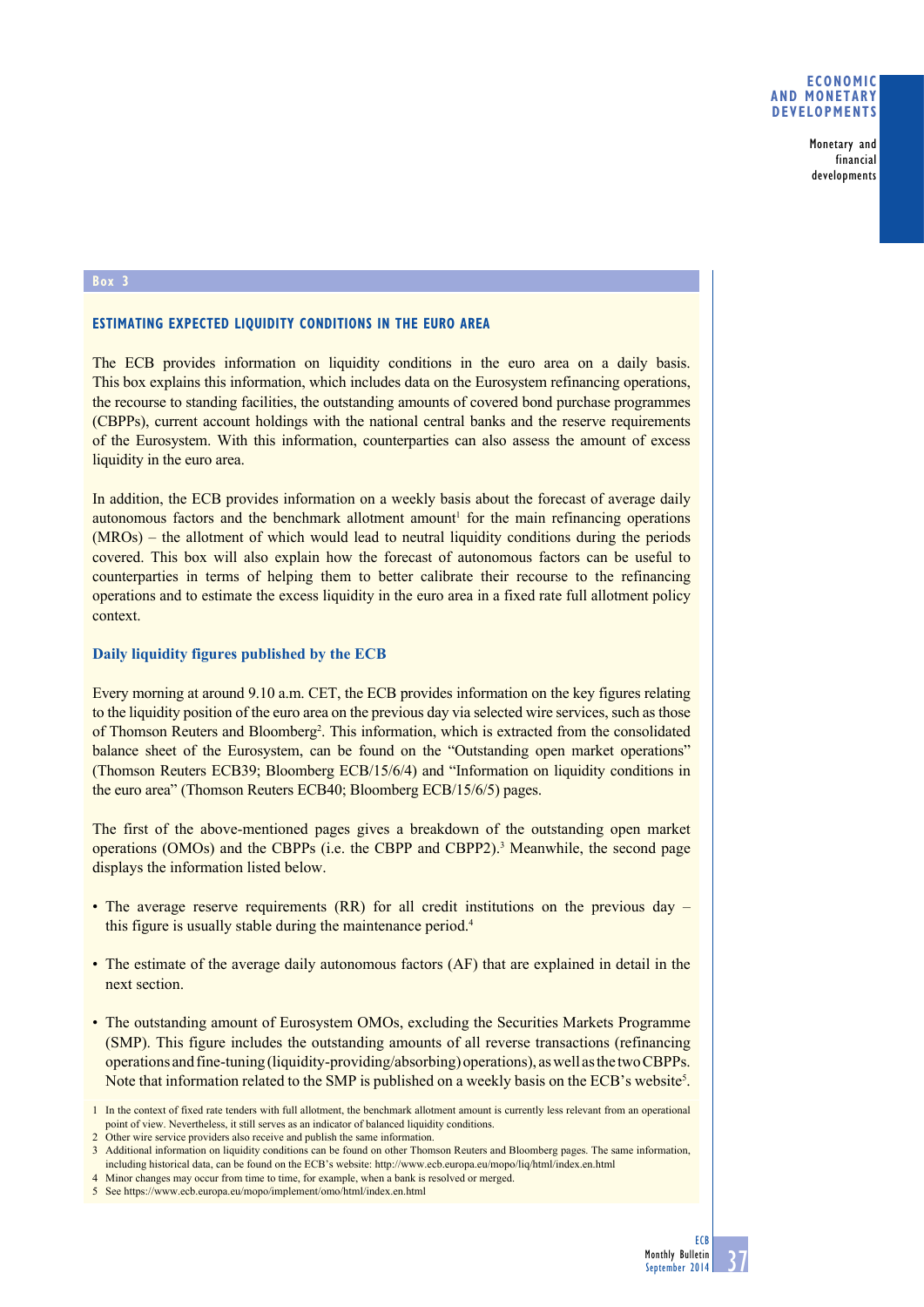**Box 3**

## ESTIMATING EXPECTED LIQUIDITY CONDITIONS IN THE EURO AREA

The ECB provides information on liquidity conditions in the euro area on a daily basis. This box explains this information, which includes data on the Eurosystem refinancing operations, the recourse to standing facilities, the outstanding amounts of covered bond purchase programmes (CBPPs), current account holdings with the national central banks and the reserve requirements of the Eurosystem. With this information, counterparties can also assess the amount of excess liquidity in the euro area.

In addition, the ECB provides information on a weekly basis about the forecast of average daily autonomous factors and the benchmark allotment amount[1] for the main refinancing operations (MROs) – the allotment of which would lead to neutral liquidity conditions during the periods covered. This box will also explain how the forecast of autonomous factors can be useful to counterparties in terms of helping them to better calibrate their recourse to the refinancing operations and to estimate the excess liquidity in the euro area in a fixed rate full allotment policy context.

### Daily liquidity figures published by the ECB

Every morning at around 9.10 a.m. CET, the ECB provides information on the key figures relating to the liquidity position of the euro area on the previous day via selected wire services, such as those of Thomson Reuters and Bloomberg[2]. This information, which is extracted from the consolidated balance sheet of the Eurosystem, can be found on the "Outstanding open market operations" (Thomson Reuters ECB39; Bloomberg ECB/15/6/4) and "Information on liquidity conditions in the euro area" (Thomson Reuters ECB40; Bloomberg ECB/15/6/5) pages.

The first of the above-mentioned pages gives a breakdown of the outstanding open market operations (OMOs) and the CBPPs (i.e. the CBPP and CBPP2).[3] Meanwhile, the second page displays the information listed below.

- The average reserve requirements (RR) for all credit institutions on the previous day – this figure is usually stable during the maintenance period.[4]
- The estimate of the average daily autonomous factors (AF) that are explained in detail in the next section.
- The outstanding amount of Eurosystem OMOs, excluding the Securities Markets Programme (SMP). This figure includes the outstanding amounts of all reverse transactions (refinancing operations and fine-tuning (liquidity-providing/absorbing) operations), as well as the two CBPPs. Note that information related to the SMP is published on a weekly basis on the ECB's website[5].

1 In the context of fixed rate tenders with full allotment, the benchmark allotment amount is currently less relevant from an operational point of view. Nevertheless, it still serves as an indicator of balanced liquidity conditions.
2 Other wire service providers also receive and publish the same information.
3 Additional information on liquidity conditions can be found on other Thomson Reuters and Bloomberg pages. The same information, including historical data, can be found on the ECB's website: http://www.ecb.europa.eu/mopo/liq/html/index.en.html
4 Minor changes may occur from time to time, for example, when a bank is resolved or merged.
5 See https://www.ecb.europa.eu/mopo/implement/omo/html/index.en.html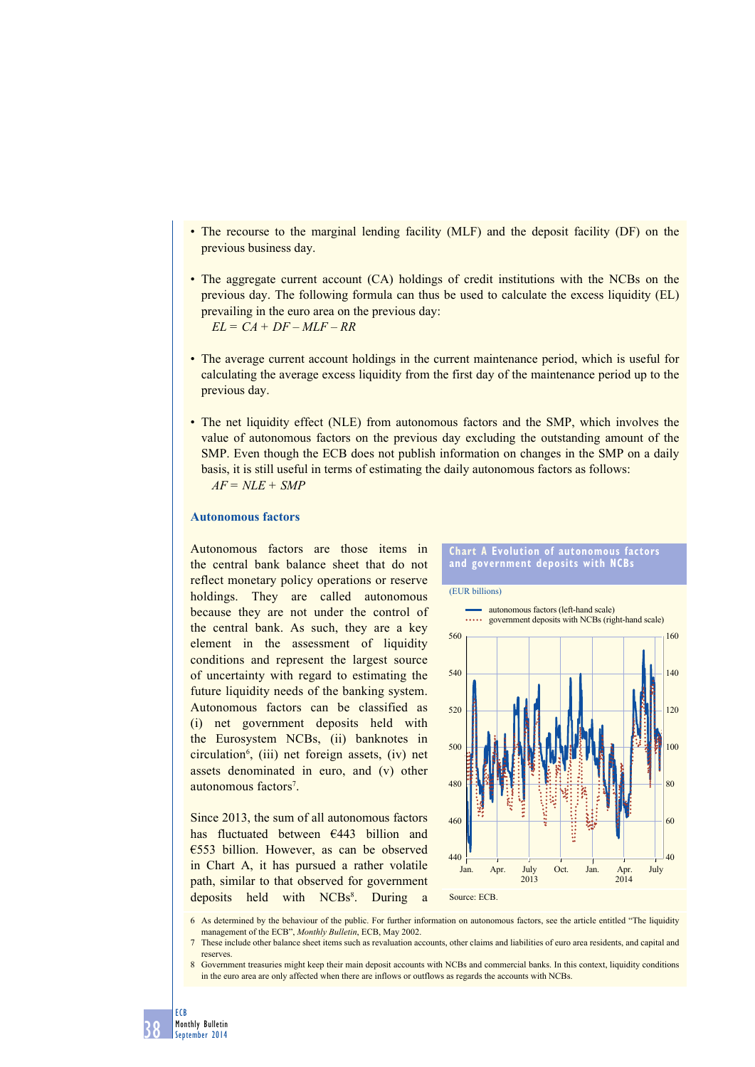- The recourse to the marginal lending facility (MLF) and the deposit facility (DF) on the previous business day.

- The aggregate current account (CA) holdings of credit institutions with the NCBs on the previous day. The following formula can thus be used to calculate the excess liquidity (EL) prevailing in the euro area on the previous day:

  $EL = CA + DF - MLF - RR$

- The average current account holdings in the current maintenance period, which is useful for calculating the average excess liquidity from the first day of the maintenance period up to the previous day.

- The net liquidity effect (NLE) from autonomous factors and the SMP, which involves the value of autonomous factors on the previous day excluding the outstanding amount of the SMP. Even though the ECB does not publish information on changes in the SMP on a daily basis, it is still useful in terms of estimating the daily autonomous factors as follows:

  $AF = NLE + SMP$

### Autonomous factors

Autonomous factors are those items in the central bank balance sheet that do not reflect monetary policy operations or reserve holdings. They are called autonomous because they are not under the control of the central bank. As such, they are a key element in the assessment of liquidity conditions and represent the largest source of uncertainty with regard to estimating the future liquidity needs of the banking system. Autonomous factors can be classified as (i) net government deposits held with the Eurosystem NCBs, (ii) banknotes in circulation[6], (iii) net foreign assets, (iv) net assets denominated in euro, and (v) other autonomous factors[7].

Since 2013, the sum of all autonomous factors has fluctuated between €443 billion and €553 billion. However, as can be observed in Chart A, it has pursued a rather volatile path, similar to that observed for government deposits held with NCBs[8]. During a

**Chart A Evolution of autonomous factors and government deposits with NCBs**

(EUR billions)

Legend: autonomous factors (left-hand scale); government deposits with NCBs (right-hand scale)

Source: ECB.

6 As determined by the behaviour of the public. For further information on autonomous factors, see the article entitled "The liquidity management of the ECB", *Monthly Bulletin*, ECB, May 2002.

7 These include other balance sheet items such as revaluation accounts, other claims and liabilities of euro area residents, and capital and reserves.

8 Government treasuries might keep their main deposit accounts with NCBs and commercial banks. In this context, liquidity conditions in the euro area are only affected when there are inflows or outflows as regards the accounts with NCBs.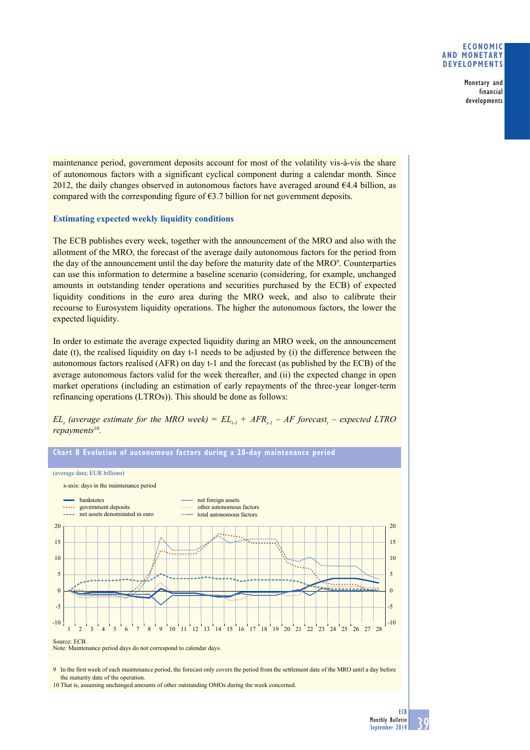maintenance period, government deposits account for most of the volatility vis-à-vis the share of autonomous factors with a significant cyclical component during a calendar month. Since 2012, the daily changes observed in autonomous factors have averaged around €4.4 billion, as compared with the corresponding figure of €3.7 billion for net government deposits.

### Estimating expected weekly liquidity conditions

The ECB publishes every week, together with the announcement of the MRO and also with the allotment of the MRO, the forecast of the average daily autonomous factors for the period from the day of the announcement until the day before the maturity date of the MRO[9]. Counterparties can use this information to determine a baseline scenario (considering, for example, unchanged amounts in outstanding tender operations and securities purchased by the ECB) of expected liquidity conditions in the euro area during the MRO week, and also to calibrate their recourse to Eurosystem liquidity operations. The higher the autonomous factors, the lower the expected liquidity.

In order to estimate the average expected liquidity during an MRO week, on the announcement date (t), the realised liquidity on day t-1 needs to be adjusted by (i) the difference between the autonomous factors realised (AFR) on day t-1 and the forecast (as published by the ECB) of the average autonomous factors valid for the week thereafter, and (ii) the expected change in open market operations (including an estimation of early repayments of the three-year longer-term refinancing operations (LTROs)). This should be done as follows:

$EL_t$ *(average estimate for the MRO week)* $= EL_{t-1} + AFR_{t-1} - AF\ forecast_t -$ *expected LTRO repayments*[10].

**Chart B Evolution of autonomous factors during a 28-day maintenance period**

(average data; EUR billions)

x-axis: days in the maintenance period

Source: ECB.
Note: Maintenance period days do not correspond to calendar days.

9 In the first week of each maintenance period, the forecast only covers the period from the settlement date of the MRO until a day before the maturity date of the operation.

10 That is, assuming unchanged amounts of other outstanding OMOs during the week concerned.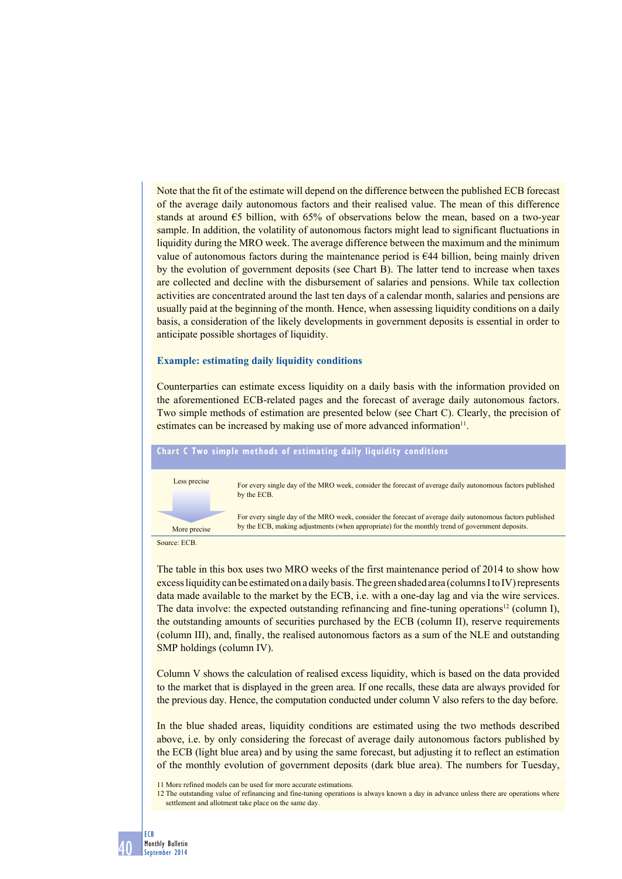Note that the fit of the estimate will depend on the difference between the published ECB forecast of the average daily autonomous factors and their realised value. The mean of this difference stands at around €5 billion, with 65% of observations below the mean, based on a two-year sample. In addition, the volatility of autonomous factors might lead to significant fluctuations in liquidity during the MRO week. The average difference between the maximum and the minimum value of autonomous factors during the maintenance period is €44 billion, being mainly driven by the evolution of government deposits (see Chart B). The latter tend to increase when taxes are collected and decline with the disbursement of salaries and pensions. While tax collection activities are concentrated around the last ten days of a calendar month, salaries and pensions are usually paid at the beginning of the month. Hence, when assessing liquidity conditions on a daily basis, a consideration of the likely developments in government deposits is essential in order to anticipate possible shortages of liquidity.

### Example: estimating daily liquidity conditions

Counterparties can estimate excess liquidity on a daily basis with the information provided on the aforementioned ECB-related pages and the forecast of average daily autonomous factors. Two simple methods of estimation are presented below (see Chart C). Clearly, the precision of estimates can be increased by making use of more advanced information[11].

**Chart C Two simple methods of estimating daily liquidity conditions**

| Less precise → More precise | |
|---|---|
| Less precise | For every single day of the MRO week, consider the forecast of average daily autonomous factors published by the ECB. |
| More precise | For every single day of the MRO week, consider the forecast of average daily autonomous factors published by the ECB, making adjustments (when appropriate) for the monthly trend of government deposits. |

Source: ECB.

The table in this box uses two MRO weeks of the first maintenance period of 2014 to show how excess liquidity can be estimated on a daily basis. The green shaded area (columns I to IV) represents data made available to the market by the ECB, i.e. with a one-day lag and via the wire services. The data involve: the expected outstanding refinancing and fine-tuning operations[12] (column I), the outstanding amounts of securities purchased by the ECB (column II), reserve requirements (column III), and, finally, the realised autonomous factors as a sum of the NLE and outstanding SMP holdings (column IV).

Column V shows the calculation of realised excess liquidity, which is based on the data provided to the market that is displayed in the green area. If one recalls, these data are always provided for the previous day. Hence, the computation conducted under column V also refers to the day before.

In the blue shaded areas, liquidity conditions are estimated using the two methods described above, i.e. by only considering the forecast of average daily autonomous factors published by the ECB (light blue area) and by using the same forecast, but adjusting it to reflect an estimation of the monthly evolution of government deposits (dark blue area). The numbers for Tuesday,

11 More refined models can be used for more accurate estimations.

12 The outstanding value of refinancing and fine-tuning operations is always known a day in advance unless there are operations where settlement and allotment take place on the same day.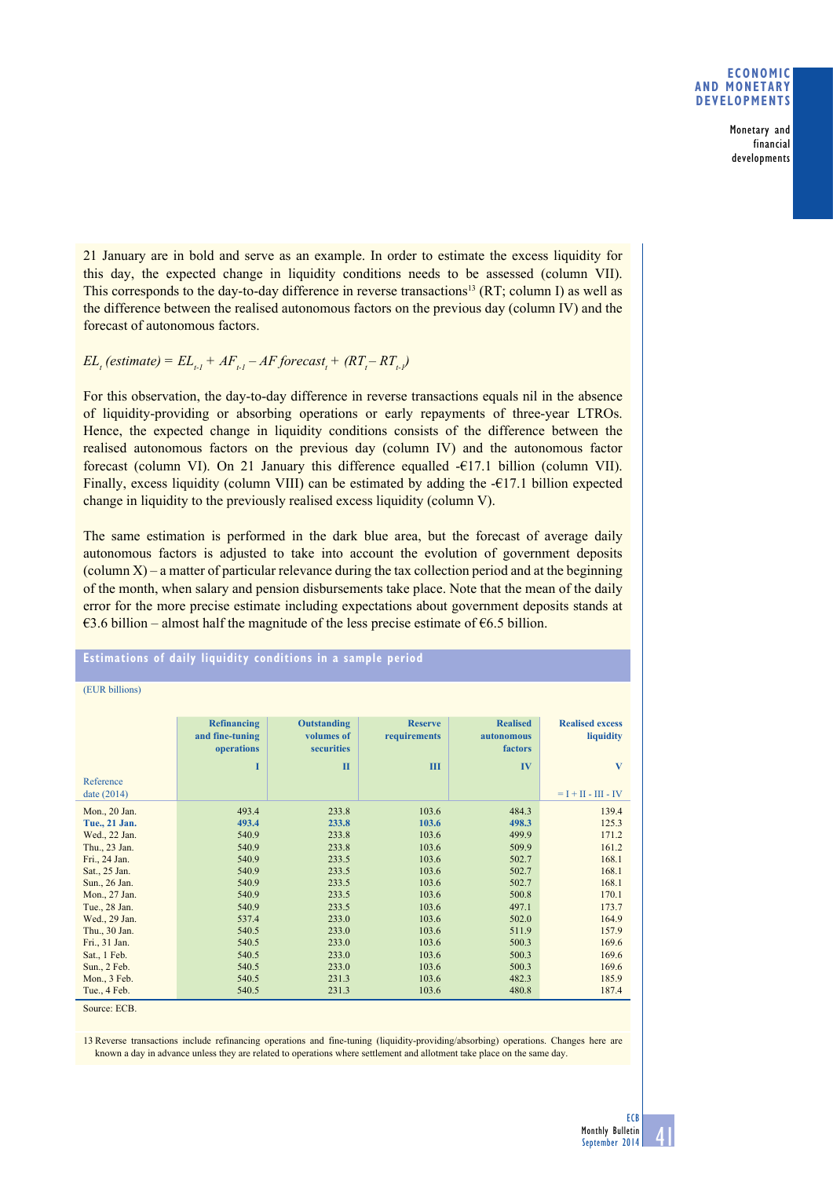21 January are in bold and serve as an example. In order to estimate the excess liquidity for this day, the expected change in liquidity conditions needs to be assessed (column VII). This corresponds to the day-to-day difference in reverse transactions[13] (RT; column I) as well as the difference between the realised autonomous factors on the previous day (column IV) and the forecast of autonomous factors.

$$EL_t \text{ (estimate)} = EL_{t-1} + AF_{t-1} - AF\ forecast_t + (RT_t - RT_{t-1})$$

For this observation, the day-to-day difference in reverse transactions equals nil in the absence of liquidity-providing or absorbing operations or early repayments of three-year LTROs. Hence, the expected change in liquidity conditions consists of the difference between the realised autonomous factors on the previous day (column IV) and the autonomous factor forecast (column VI). On 21 January this difference equalled -€17.1 billion (column VII). Finally, excess liquidity (column VIII) can be estimated by adding the -€17.1 billion expected change in liquidity to the previously realised excess liquidity (column V).

The same estimation is performed in the dark blue area, but the forecast of average daily autonomous factors is adjusted to take into account the evolution of government deposits (column X) – a matter of particular relevance during the tax collection period and at the beginning of the month, when salary and pension disbursements take place. Note that the mean of the daily error for the more precise estimate including expectations about government deposits stands at €3.6 billion – almost half the magnitude of the less precise estimate of €6.5 billion.

**Estimations of daily liquidity conditions in a sample period**

(EUR billions)

| Reference date (2014) | Refinancing and fine-tuning operations I | Outstanding volumes of securities II | Reserve requirements III | Realised autonomous factors IV | Realised excess liquidity V = I + II - III - IV |
|---|---|---|---|---|---|
| Mon., 20 Jan. | 493.4 | 233.8 | 103.6 | 484.3 | 139.4 |
| **Tue., 21 Jan.** | **493.4** | **233.8** | **103.6** | **498.3** | 125.3 |
| Wed., 22 Jan. | 540.9 | 233.8 | 103.6 | 499.9 | 171.2 |
| Thu., 23 Jan. | 540.9 | 233.8 | 103.6 | 509.9 | 161.2 |
| Fri., 24 Jan. | 540.9 | 233.5 | 103.6 | 502.7 | 168.1 |
| Sat., 25 Jan. | 540.9 | 233.5 | 103.6 | 502.7 | 168.1 |
| Sun., 26 Jan. | 540.9 | 233.5 | 103.6 | 502.7 | 168.1 |
| Mon., 27 Jan. | 540.9 | 233.5 | 103.6 | 500.8 | 170.1 |
| Tue., 28 Jan. | 540.9 | 233.5 | 103.6 | 497.1 | 173.7 |
| Wed., 29 Jan. | 537.4 | 233.0 | 103.6 | 502.0 | 164.9 |
| Thu., 30 Jan. | 540.5 | 233.0 | 103.6 | 511.9 | 157.9 |
| Fri., 31 Jan. | 540.5 | 233.0 | 103.6 | 500.3 | 169.6 |
| Sat., 1 Feb. | 540.5 | 233.0 | 103.6 | 500.3 | 169.6 |
| Sun., 2 Feb. | 540.5 | 233.0 | 103.6 | 500.3 | 169.6 |
| Mon., 3 Feb. | 540.5 | 231.3 | 103.6 | 482.3 | 185.9 |
| Tue., 4 Feb. | 540.5 | 231.3 | 103.6 | 480.8 | 187.4 |

Source: ECB.

13 Reverse transactions include refinancing operations and fine-tuning (liquidity-providing/absorbing) operations. Changes here are known a day in advance unless they are related to operations where settlement and allotment take place on the same day.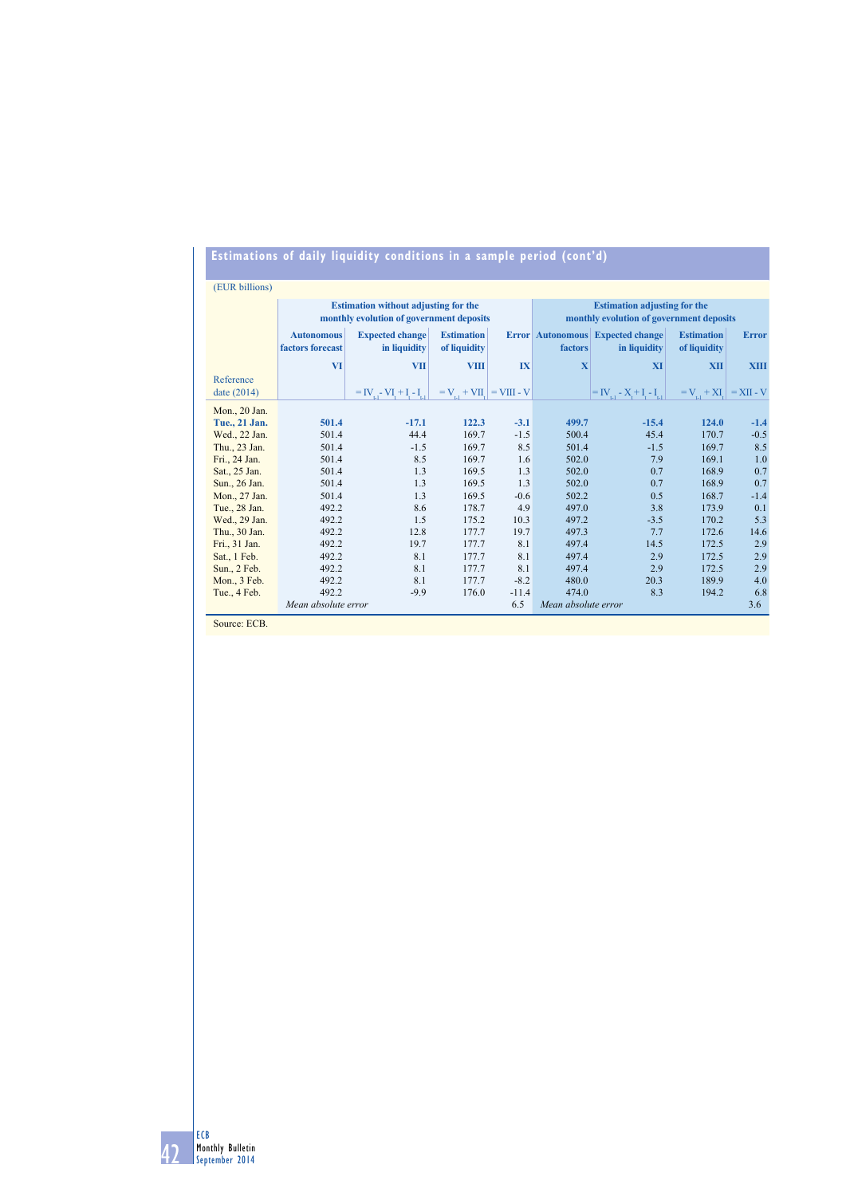## Estimations of daily liquidity conditions in a sample period (cont'd)

(EUR billions)

| Reference date (2014) | Estimation without adjusting for the monthly evolution of government deposits | | | | Estimation adjusting for the monthly evolution of government deposits | | | |
|---|---|---|---|---|---|---|---|---|
| | Autonomous factors forecast | Expected change in liquidity | Estimation of liquidity | Error | Autonomous factors | Expected change in liquidity | Estimation of liquidity | Error |
| | VI | VII | VIII | IX | X | XI | XII | XIII |
| | | $= IV_{t-1} - VI_t + I_t - I_{t-1}$ | $= V_{t-1} + VII_t$ | = VIII - V | | $= IV_{t-1} - X_t + I_t - I_{t-1}$ | $= V_{t-1} + XI_t$ | = XII - V |
| Mon., 20 Jan. | | | | | | | | |
| **Tue., 21 Jan.** | **501.4** | **-17.1** | **122.3** | **-3.1** | **499.7** | **-15.4** | **124.0** | **-1.4** |
| Wed., 22 Jan. | 501.4 | 44.4 | 169.7 | -1.5 | 500.4 | 45.4 | 170.7 | -0.5 |
| Thu., 23 Jan. | 501.4 | -1.5 | 169.7 | 8.5 | 501.4 | -1.5 | 169.7 | 8.5 |
| Fri., 24 Jan. | 501.4 | 8.5 | 169.7 | 1.6 | 502.0 | 7.9 | 169.1 | 1.0 |
| Sat., 25 Jan. | 501.4 | 1.3 | 169.5 | 1.3 | 502.0 | 0.7 | 168.9 | 0.7 |
| Sun., 26 Jan. | 501.4 | 1.3 | 169.5 | 1.3 | 502.0 | 0.7 | 168.9 | 0.7 |
| Mon., 27 Jan. | 501.4 | 1.3 | 169.5 | -0.6 | 502.2 | 0.5 | 168.7 | -1.4 |
| Tue., 28 Jan. | 492.2 | 8.6 | 178.7 | 4.9 | 497.0 | 3.8 | 173.9 | 0.1 |
| Wed., 29 Jan. | 492.2 | 1.5 | 175.2 | 10.3 | 497.2 | -3.5 | 170.2 | 5.3 |
| Thu., 30 Jan. | 492.2 | 12.8 | 177.7 | 19.7 | 497.3 | 7.7 | 172.6 | 14.6 |
| Fri., 31 Jan. | 492.2 | 19.7 | 177.7 | 8.1 | 497.4 | 14.5 | 172.5 | 2.9 |
| Sat., 1 Feb. | 492.2 | 8.1 | 177.7 | 8.1 | 497.4 | 2.9 | 172.5 | 2.9 |
| Sun., 2 Feb. | 492.2 | 8.1 | 177.7 | 8.1 | 497.4 | 2.9 | 172.5 | 2.9 |
| Mon., 3 Feb. | 492.2 | 8.1 | 177.7 | -8.2 | 480.0 | 20.3 | 189.9 | 4.0 |
| Tue., 4 Feb. | 492.2 | -9.9 | 176.0 | -11.4 | 474.0 | 8.3 | 194.2 | 6.8 |
| | *Mean absolute error* | | | 6.5 | *Mean absolute error* | | | 3.6 |

Source: ECB.